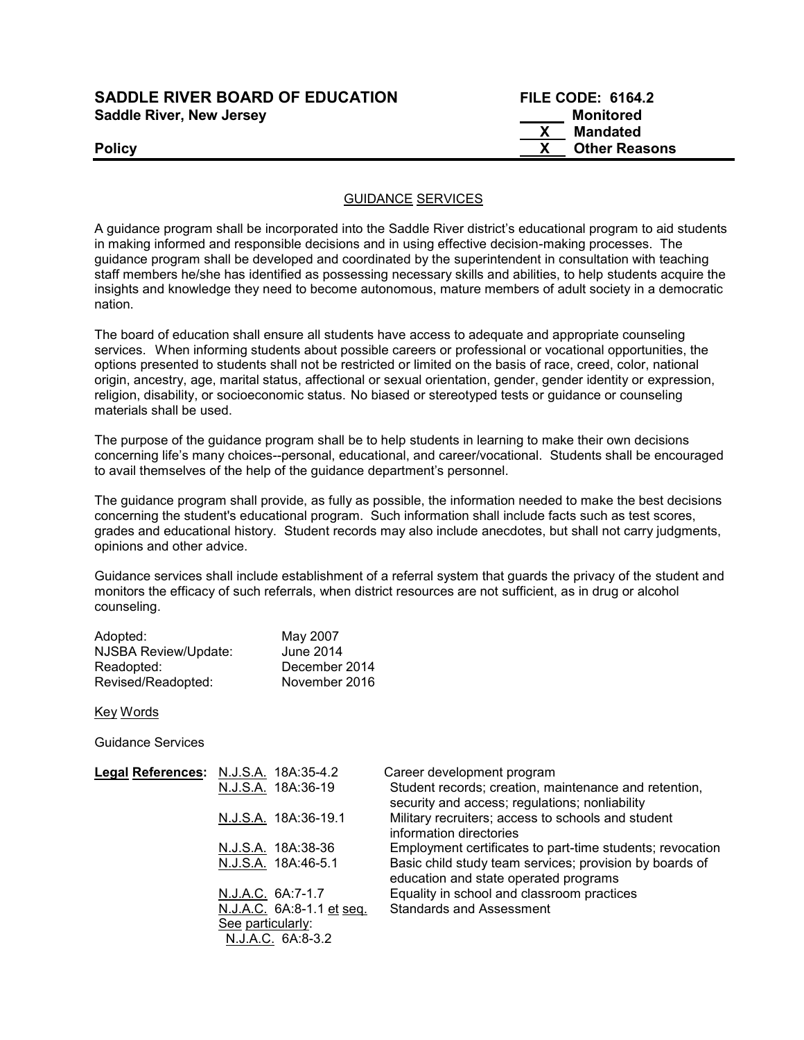**SADDLE RIVER BOARD OF EDUCATION** | **FILE CODE: 6164.2**
**Saddle River, New Jersey**

______ Monitored
__X__ Mandated
__X__ Other Reasons

**Policy**

## GUIDANCE SERVICES

A guidance program shall be incorporated into the Saddle River district's educational program to aid students in making informed and responsible decisions and in using effective decision-making processes. The guidance program shall be developed and coordinated by the superintendent in consultation with teaching staff members he/she has identified as possessing necessary skills and abilities, to help students acquire the insights and knowledge they need to become autonomous, mature members of adult society in a democratic nation.

The board of education shall ensure all students have access to adequate and appropriate counseling services. When informing students about possible careers or professional or vocational opportunities, the options presented to students shall not be restricted or limited on the basis of race, creed, color, national origin, ancestry, age, marital status, affectional or sexual orientation, gender, gender identity or expression, religion, disability, or socioeconomic status. No biased or stereotyped tests or guidance or counseling materials shall be used.

The purpose of the guidance program shall be to help students in learning to make their own decisions concerning life's many choices--personal, educational, and career/vocational. Students shall be encouraged to avail themselves of the help of the guidance department's personnel.

The guidance program shall provide, as fully as possible, the information needed to make the best decisions concerning the student's educational program. Such information shall include facts such as test scores, grades and educational history. Student records may also include anecdotes, but shall not carry judgments, opinions and other advice.

Guidance services shall include establishment of a referral system that guards the privacy of the student and monitors the efficacy of such referrals, when district resources are not sufficient, as in drug or alcohol counseling.

| | |
|---|---|
| Adopted: | May 2007 |
| NJSBA Review/Update: | June 2014 |
| Readopted: | December 2014 |
| Revised/Readopted: | November 2016 |

Key Words

Guidance Services

| **Legal References:** | | |
|---|---|---|
| | N.J.S.A. 18A:35-4.2 | Career development program |
| | N.J.S.A. 18A:36-19 | Student records; creation, maintenance and retention, security and access; regulations; nonliability |
| | N.J.S.A. 18A:36-19.1 | Military recruiters; access to schools and student information directories |
| | N.J.S.A. 18A:38-36 | Employment certificates to part-time students; revocation |
| | N.J.S.A. 18A:46-5.1 | Basic child study team services; provision by boards of education and state operated programs |
| | N.J.A.C. 6A:7-1.7 | Equality in school and classroom practices |
| | N.J.A.C. 6A:8-1.1 et seq. | Standards and Assessment |
| | See particularly: N.J.A.C. 6A:8-3.2 | |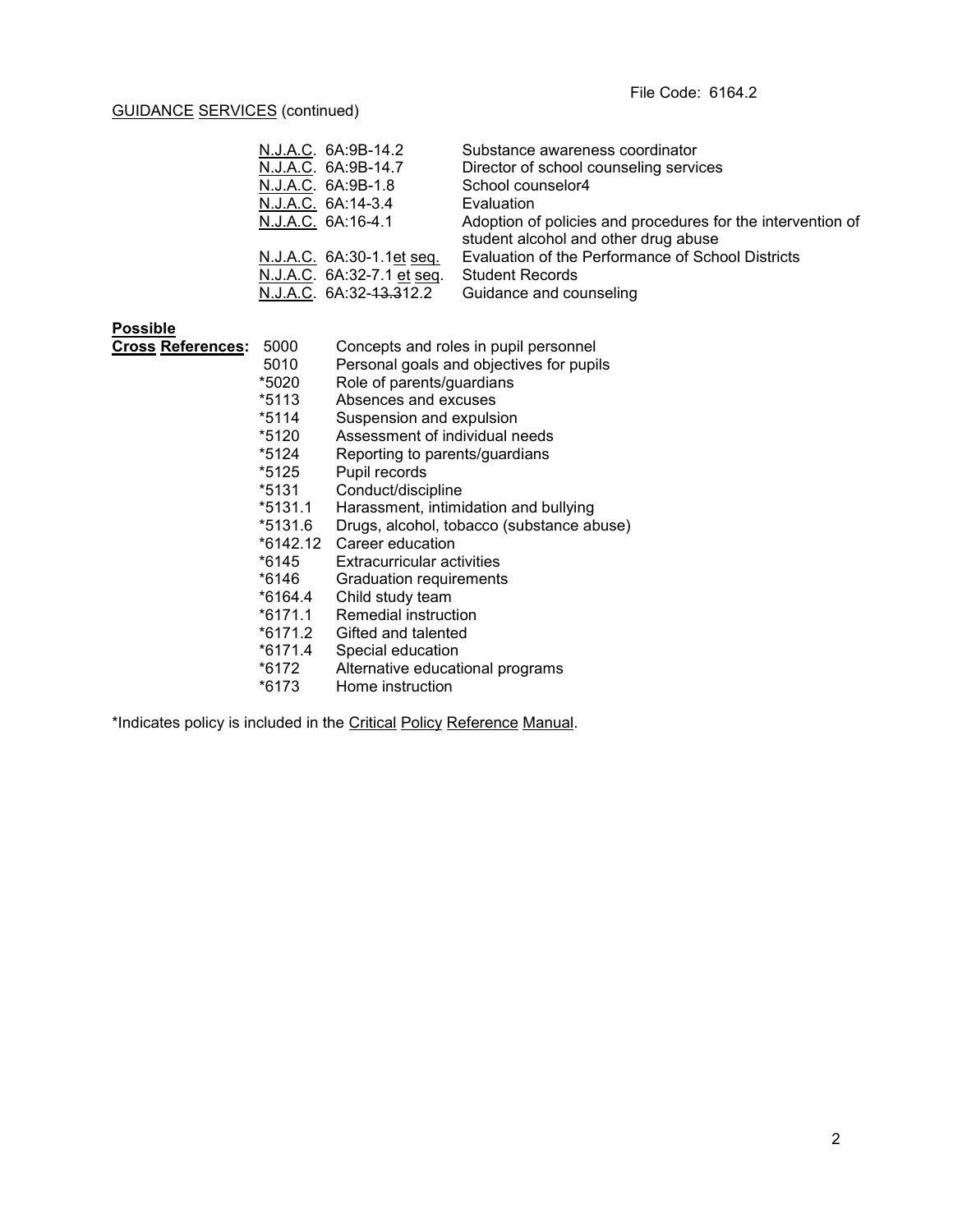File Code: 6164.2

GUIDANCE SERVICES (continued)

| | |
|---|---|
| N.J.A.C. 6A:9B-14.2 | Substance awareness coordinator |
| N.J.A.C. 6A:9B-14.7 | Director of school counseling services |
| N.J.A.C. 6A:9B-1.8 | School counselor4 |
| N.J.A.C. 6A:14-3.4 | Evaluation |
| N.J.A.C. 6A:16-4.1 | Adoption of policies and procedures for the intervention of student alcohol and other drug abuse |
| N.J.A.C. 6A:30-1.1et seq. | Evaluation of the Performance of School Districts |
| N.J.A.C. 6A:32-7.1 et seq. | Student Records |
| N.J.A.C. 6A:32-13.312.2 | Guidance and counseling |

**Possible Cross References:**

| | |
|---|---|
| 5000 | Concepts and roles in pupil personnel |
| 5010 | Personal goals and objectives for pupils |
| *5020 | Role of parents/guardians |
| *5113 | Absences and excuses |
| *5114 | Suspension and expulsion |
| *5120 | Assessment of individual needs |
| *5124 | Reporting to parents/guardians |
| *5125 | Pupil records |
| *5131 | Conduct/discipline |
| *5131.1 | Harassment, intimidation and bullying |
| *5131.6 | Drugs, alcohol, tobacco (substance abuse) |
| *6142.12 | Career education |
| *6145 | Extracurricular activities |
| *6146 | Graduation requirements |
| *6164.4 | Child study team |
| *6171.1 | Remedial instruction |
| *6171.2 | Gifted and talented |
| *6171.4 | Special education |
| *6172 | Alternative educational programs |
| *6173 | Home instruction |

*Indicates policy is included in the Critical Policy Reference Manual.